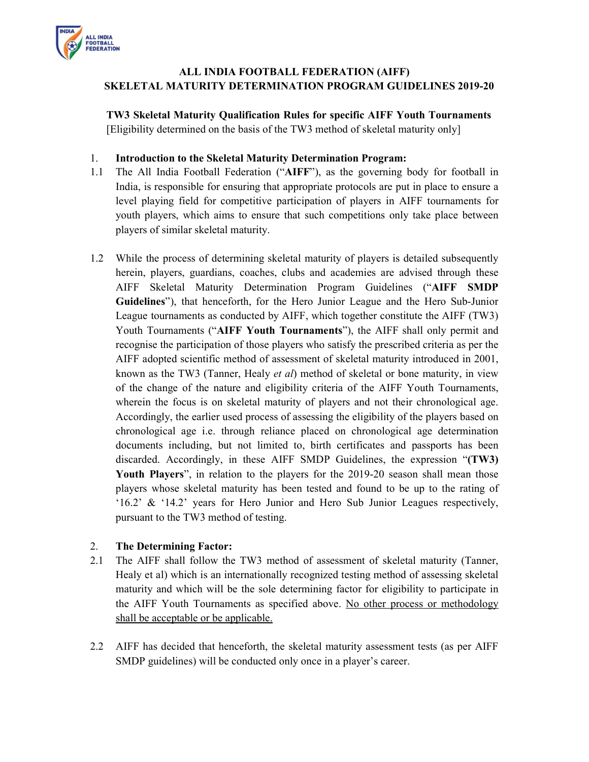# ALL INDIA FOOTBALL FEDERATION (AIFF)
# SKELETAL MATURITY DETERMINATION PROGRAM GUIDELINES 2019-20

**TW3 Skeletal Maturity Qualification Rules for specific AIFF Youth Tournaments**
[Eligibility determined on the basis of the TW3 method of skeletal maturity only]

## 1. Introduction to the Skeletal Maturity Determination Program:

1.1 The All India Football Federation ("**AIFF**"), as the governing body for football in India, is responsible for ensuring that appropriate protocols are put in place to ensure a level playing field for competitive participation of players in AIFF tournaments for youth players, which aims to ensure that such competitions only take place between players of similar skeletal maturity.

1.2 While the process of determining skeletal maturity of players is detailed subsequently herein, players, guardians, coaches, clubs and academies are advised through these AIFF Skeletal Maturity Determination Program Guidelines ("**AIFF SMDP Guidelines**"), that henceforth, for the Hero Junior League and the Hero Sub-Junior League tournaments as conducted by AIFF, which together constitute the AIFF (TW3) Youth Tournaments ("**AIFF Youth Tournaments**"), the AIFF shall only permit and recognise the participation of those players who satisfy the prescribed criteria as per the AIFF adopted scientific method of assessment of skeletal maturity introduced in 2001, known as the TW3 (Tanner, Healy *et al*) method of skeletal or bone maturity, in view of the change of the nature and eligibility criteria of the AIFF Youth Tournaments, wherein the focus is on skeletal maturity of players and not their chronological age. Accordingly, the earlier used process of assessing the eligibility of the players based on chronological age i.e. through reliance placed on chronological age determination documents including, but not limited to, birth certificates and passports has been discarded. Accordingly, in these AIFF SMDP Guidelines, the expression "**(TW3) Youth Players**", in relation to the players for the 2019-20 season shall mean those players whose skeletal maturity has been tested and found to be up to the rating of '16.2' & '14.2' years for Hero Junior and Hero Sub Junior Leagues respectively, pursuant to the TW3 method of testing.

## 2. The Determining Factor:

2.1 The AIFF shall follow the TW3 method of assessment of skeletal maturity (Tanner, Healy et al) which is an internationally recognized testing method of assessing skeletal maturity and which will be the sole determining factor for eligibility to participate in the AIFF Youth Tournaments as specified above. <u>No other process or methodology shall be acceptable or be applicable.</u>

2.2 AIFF has decided that henceforth, the skeletal maturity assessment tests (as per AIFF SMDP guidelines) will be conducted only once in a player's career.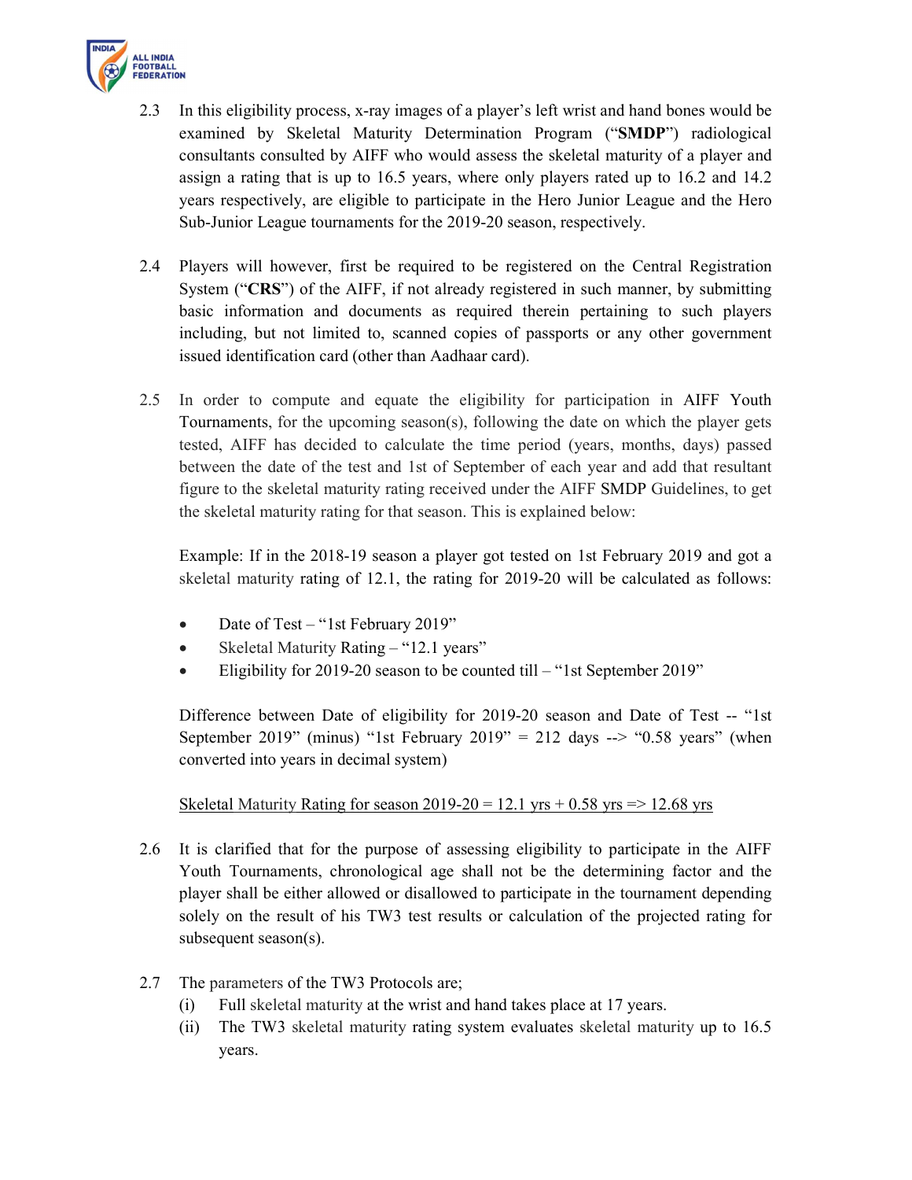2.3 In this eligibility process, x-ray images of a player's left wrist and hand bones would be examined by Skeletal Maturity Determination Program ("**SMDP**") radiological consultants consulted by AIFF who would assess the skeletal maturity of a player and assign a rating that is up to 16.5 years, where only players rated up to 16.2 and 14.2 years respectively, are eligible to participate in the Hero Junior League and the Hero Sub-Junior League tournaments for the 2019-20 season, respectively.

2.4 Players will however, first be required to be registered on the Central Registration System ("**CRS**") of the AIFF, if not already registered in such manner, by submitting basic information and documents as required therein pertaining to such players including, but not limited to, scanned copies of passports or any other government issued identification card (other than Aadhaar card).

2.5 In order to compute and equate the eligibility for participation in AIFF Youth Tournaments, for the upcoming season(s), following the date on which the player gets tested, AIFF has decided to calculate the time period (years, months, days) passed between the date of the test and 1st of September of each year and add that resultant figure to the skeletal maturity rating received under the AIFF SMDP Guidelines, to get the skeletal maturity rating for that season. This is explained below:

Example: If in the 2018-19 season a player got tested on 1st February 2019 and got a skeletal maturity rating of 12.1, the rating for 2019-20 will be calculated as follows:

- Date of Test – "1st February 2019"
- Skeletal Maturity Rating – "12.1 years"
- Eligibility for 2019-20 season to be counted till – "1st September 2019"

Difference between Date of eligibility for 2019-20 season and Date of Test -- "1st September 2019" (minus) "1st February 2019" = 212 days --> "0.58 years" (when converted into years in decimal system)

<u>Skeletal Maturity Rating for season 2019-20 = 12.1 yrs + 0.58 yrs => 12.68 yrs</u>

2.6 It is clarified that for the purpose of assessing eligibility to participate in the AIFF Youth Tournaments, chronological age shall not be the determining factor and the player shall be either allowed or disallowed to participate in the tournament depending solely on the result of his TW3 test results or calculation of the projected rating for subsequent season(s).

2.7 The parameters of the TW3 Protocols are;

(i) Full skeletal maturity at the wrist and hand takes place at 17 years.

(ii) The TW3 skeletal maturity rating system evaluates skeletal maturity up to 16.5 years.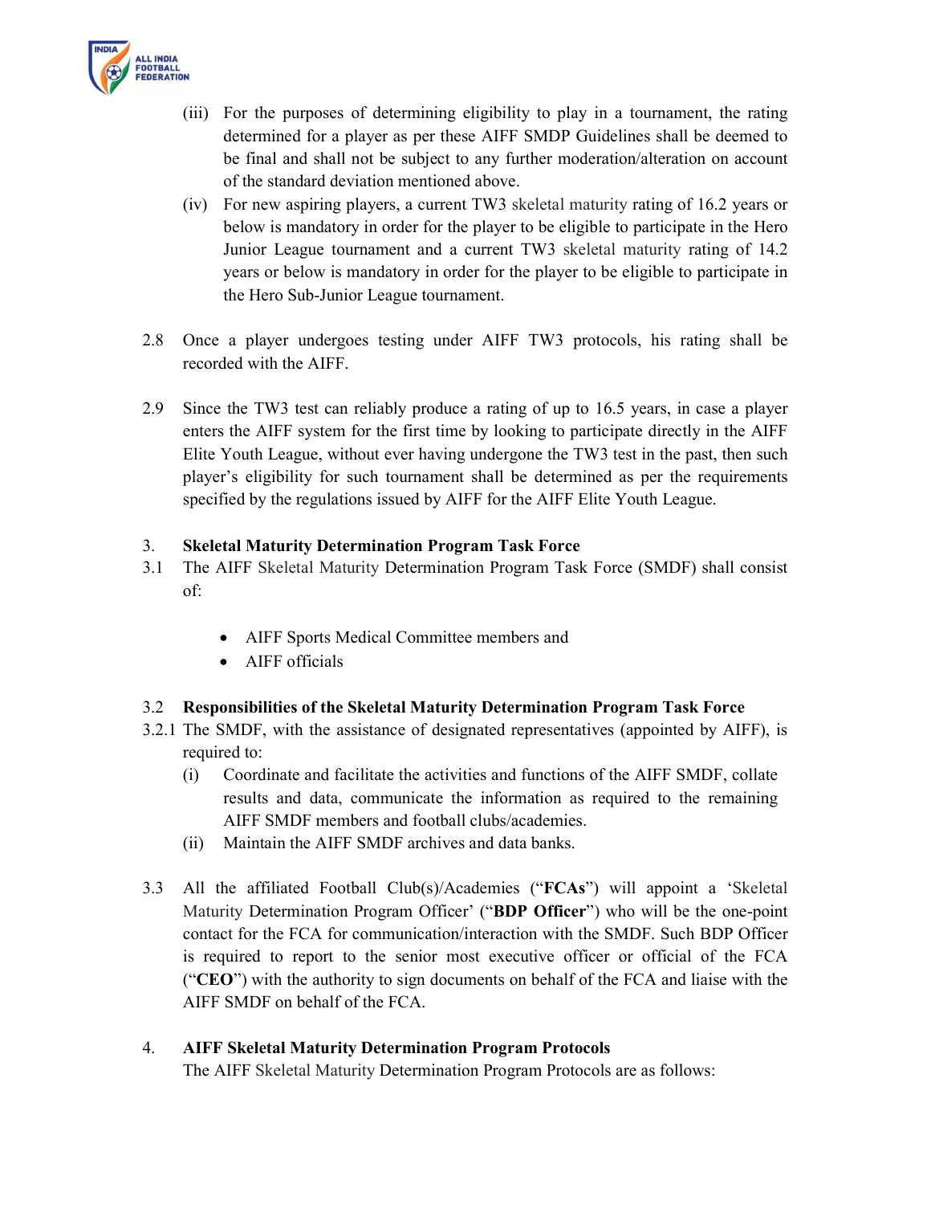(iii) For the purposes of determining eligibility to play in a tournament, the rating determined for a player as per these AIFF SMDP Guidelines shall be deemed to be final and shall not be subject to any further moderation/alteration on account of the standard deviation mentioned above.

(iv) For new aspiring players, a current TW3 skeletal maturity rating of 16.2 years or below is mandatory in order for the player to be eligible to participate in the Hero Junior League tournament and a current TW3 skeletal maturity rating of 14.2 years or below is mandatory in order for the player to be eligible to participate in the Hero Sub-Junior League tournament.

2.8 Once a player undergoes testing under AIFF TW3 protocols, his rating shall be recorded with the AIFF.

2.9 Since the TW3 test can reliably produce a rating of up to 16.5 years, in case a player enters the AIFF system for the first time by looking to participate directly in the AIFF Elite Youth League, without ever having undergone the TW3 test in the past, then such player's eligibility for such tournament shall be determined as per the requirements specified by the regulations issued by AIFF for the AIFF Elite Youth League.

## 3. Skeletal Maturity Determination Program Task Force

3.1 The AIFF Skeletal Maturity Determination Program Task Force (SMDF) shall consist of:

- AIFF Sports Medical Committee members and
- AIFF officials

### 3.2 Responsibilities of the Skeletal Maturity Determination Program Task Force

3.2.1 The SMDF, with the assistance of designated representatives (appointed by AIFF), is required to:

(i) Coordinate and facilitate the activities and functions of the AIFF SMDF, collate results and data, communicate the information as required to the remaining AIFF SMDF members and football clubs/academies.

(ii) Maintain the AIFF SMDF archives and data banks.

3.3 All the affiliated Football Club(s)/Academies ("**FCAs**") will appoint a 'Skeletal Maturity Determination Program Officer' ("**BDP Officer**") who will be the one-point contact for the FCA for communication/interaction with the SMDF. Such BDP Officer is required to report to the senior most executive officer or official of the FCA ("**CEO**") with the authority to sign documents on behalf of the FCA and liaise with the AIFF SMDF on behalf of the FCA.

## 4. AIFF Skeletal Maturity Determination Program Protocols

The AIFF Skeletal Maturity Determination Program Protocols are as follows: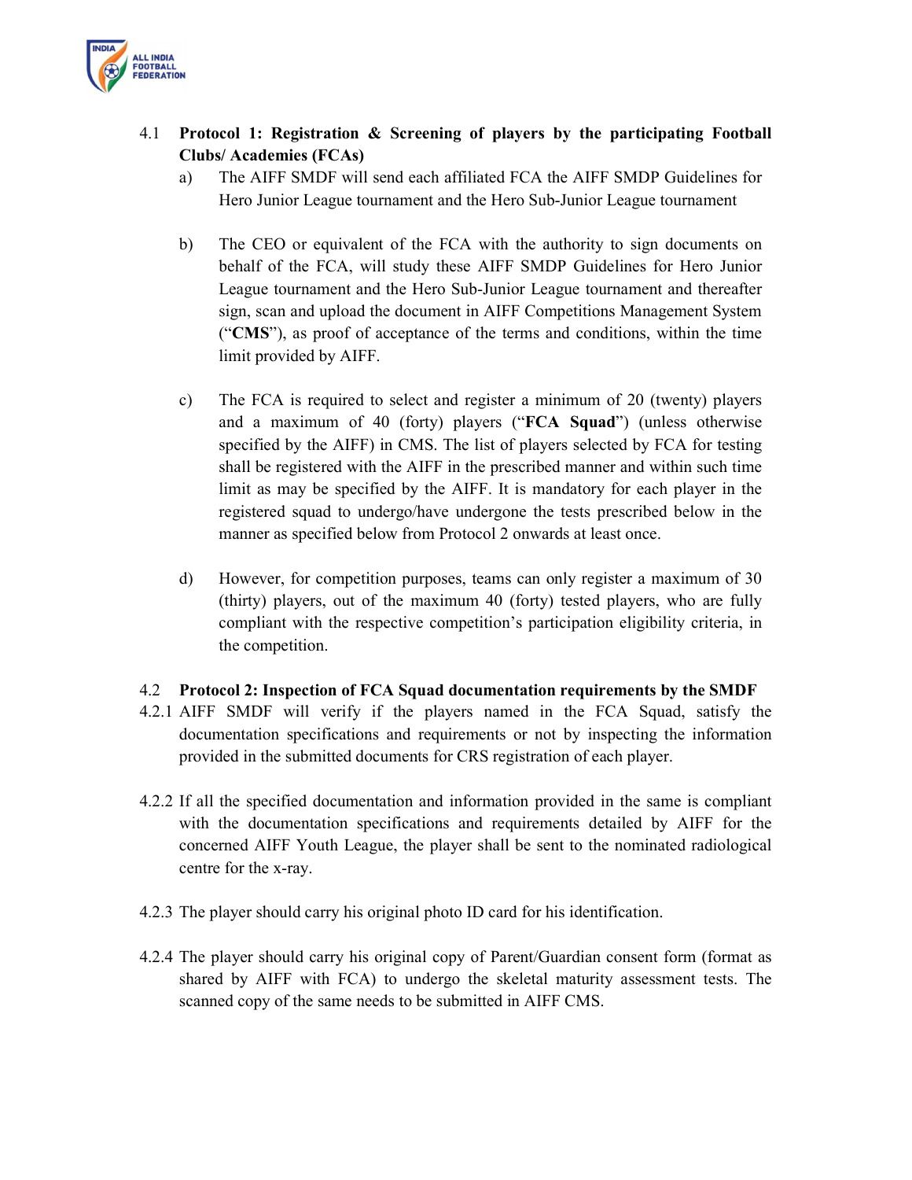### 4.1 Protocol 1: Registration & Screening of players by the participating Football Clubs/ Academies (FCAs)

a) The AIFF SMDF will send each affiliated FCA the AIFF SMDP Guidelines for Hero Junior League tournament and the Hero Sub-Junior League tournament

b) The CEO or equivalent of the FCA with the authority to sign documents on behalf of the FCA, will study these AIFF SMDP Guidelines for Hero Junior League tournament and the Hero Sub-Junior League tournament and thereafter sign, scan and upload the document in AIFF Competitions Management System ("**CMS**"), as proof of acceptance of the terms and conditions, within the time limit provided by AIFF.

c) The FCA is required to select and register a minimum of 20 (twenty) players and a maximum of 40 (forty) players ("**FCA Squad**") (unless otherwise specified by the AIFF) in CMS. The list of players selected by FCA for testing shall be registered with the AIFF in the prescribed manner and within such time limit as may be specified by the AIFF. It is mandatory for each player in the registered squad to undergo/have undergone the tests prescribed below in the manner as specified below from Protocol 2 onwards at least once.

d) However, for competition purposes, teams can only register a maximum of 30 (thirty) players, out of the maximum 40 (forty) tested players, who are fully compliant with the respective competition's participation eligibility criteria, in the competition.

### 4.2 Protocol 2: Inspection of FCA Squad documentation requirements by the SMDF

4.2.1 AIFF SMDF will verify if the players named in the FCA Squad, satisfy the documentation specifications and requirements or not by inspecting the information provided in the submitted documents for CRS registration of each player.

4.2.2 If all the specified documentation and information provided in the same is compliant with the documentation specifications and requirements detailed by AIFF for the concerned AIFF Youth League, the player shall be sent to the nominated radiological centre for the x-ray.

4.2.3 The player should carry his original photo ID card for his identification.

4.2.4 The player should carry his original copy of Parent/Guardian consent form (format as shared by AIFF with FCA) to undergo the skeletal maturity assessment tests. The scanned copy of the same needs to be submitted in AIFF CMS.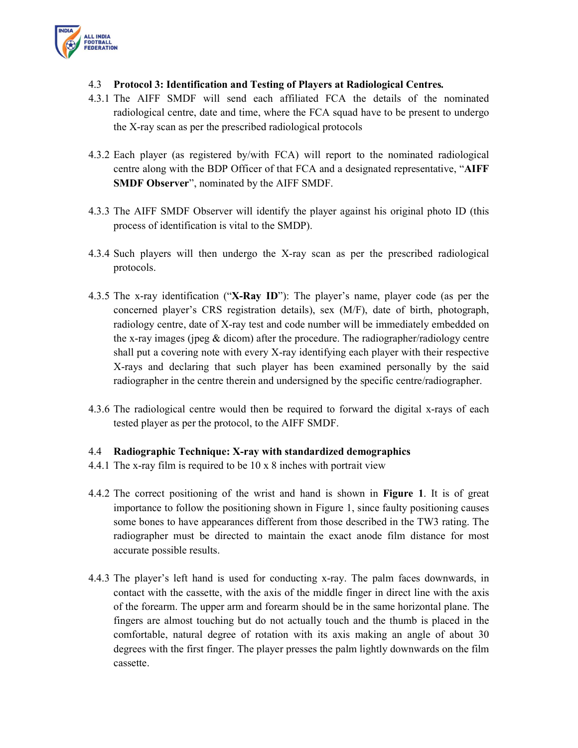### 4.3 Protocol 3: Identification and Testing of Players at Radiological Centres.

4.3.1 The AIFF SMDF will send each affiliated FCA the details of the nominated radiological centre, date and time, where the FCA squad have to be present to undergo the X-ray scan as per the prescribed radiological protocols

4.3.2 Each player (as registered by/with FCA) will report to the nominated radiological centre along with the BDP Officer of that FCA and a designated representative, "**AIFF SMDF Observer**", nominated by the AIFF SMDF.

4.3.3 The AIFF SMDF Observer will identify the player against his original photo ID (this process of identification is vital to the SMDP).

4.3.4 Such players will then undergo the X-ray scan as per the prescribed radiological protocols.

4.3.5 The x-ray identification ("**X-Ray ID**"): The player's name, player code (as per the concerned player's CRS registration details), sex (M/F), date of birth, photograph, radiology centre, date of X-ray test and code number will be immediately embedded on the x-ray images (jpeg & dicom) after the procedure. The radiographer/radiology centre shall put a covering note with every X-ray identifying each player with their respective X-rays and declaring that such player has been examined personally by the said radiographer in the centre therein and undersigned by the specific centre/radiographer.

4.3.6 The radiological centre would then be required to forward the digital x-rays of each tested player as per the protocol, to the AIFF SMDF.

### 4.4 Radiographic Technique: X-ray with standardized demographics

4.4.1 The x-ray film is required to be 10 x 8 inches with portrait view

4.4.2 The correct positioning of the wrist and hand is shown in **Figure 1**. It is of great importance to follow the positioning shown in Figure 1, since faulty positioning causes some bones to have appearances different from those described in the TW3 rating. The radiographer must be directed to maintain the exact anode film distance for most accurate possible results.

4.4.3 The player's left hand is used for conducting x-ray. The palm faces downwards, in contact with the cassette, with the axis of the middle finger in direct line with the axis of the forearm. The upper arm and forearm should be in the same horizontal plane. The fingers are almost touching but do not actually touch and the thumb is placed in the comfortable, natural degree of rotation with its axis making an angle of about 30 degrees with the first finger. The player presses the palm lightly downwards on the film cassette.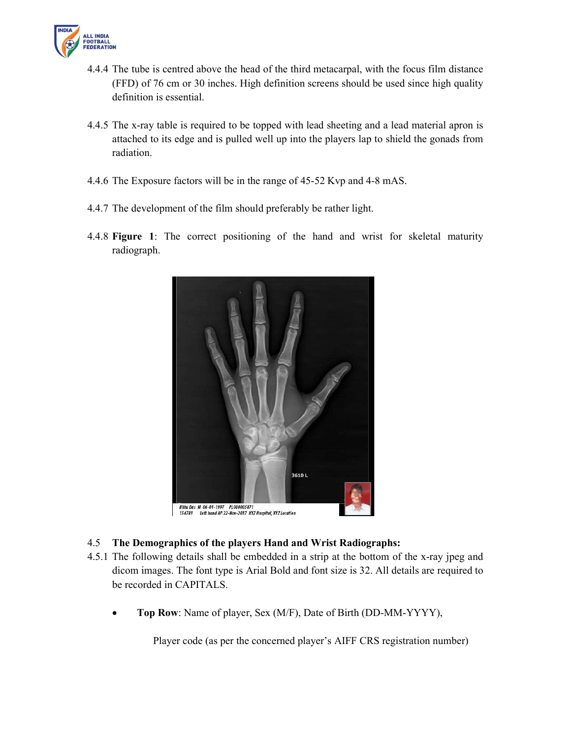4.4.4 The tube is centred above the head of the third metacarpal, with the focus film distance (FFD) of 76 cm or 30 inches. High definition screens should be used since high quality definition is essential.

4.4.5 The x-ray table is required to be topped with lead sheeting and a lead material apron is attached to its edge and is pulled well up into the players lap to shield the gonads from radiation.

4.4.6 The Exposure factors will be in the range of 45-52 Kvp and 4-8 mAS.

4.4.7 The development of the film should preferably be rather light.

4.4.8 **Figure 1**: The correct positioning of the hand and wrist for skeletal maturity radiograph.

### 4.5 The Demographics of the players Hand and Wrist Radiographs:

4.5.1 The following details shall be embedded in a strip at the bottom of the x-ray jpeg and dicom images. The font type is Arial Bold and font size is 32. All details are required to be recorded in CAPITALS.

- **Top Row**: Name of player, Sex (M/F), Date of Birth (DD-MM-YYYY),

  Player code (as per the concerned player's AIFF CRS registration number)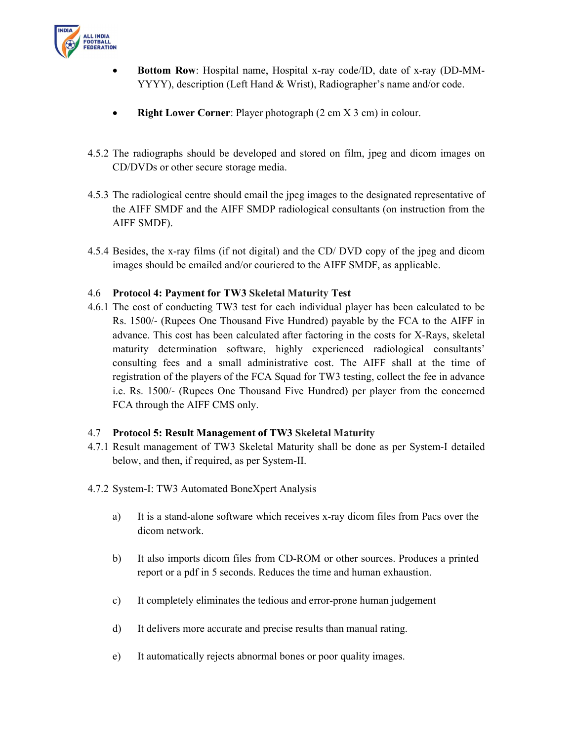- **Bottom Row**: Hospital name, Hospital x-ray code/ID, date of x-ray (DD-MM-YYYY), description (Left Hand & Wrist), Radiographer's name and/or code.

- **Right Lower Corner**: Player photograph (2 cm X 3 cm) in colour.

4.5.2 The radiographs should be developed and stored on film, jpeg and dicom images on CD/DVDs or other secure storage media.

4.5.3 The radiological centre should email the jpeg images to the designated representative of the AIFF SMDF and the AIFF SMDP radiological consultants (on instruction from the AIFF SMDF).

4.5.4 Besides, the x-ray films (if not digital) and the CD/ DVD copy of the jpeg and dicom images should be emailed and/or couriered to the AIFF SMDF, as applicable.

### 4.6 Protocol 4: Payment for TW3 Skeletal Maturity Test

4.6.1 The cost of conducting TW3 test for each individual player has been calculated to be Rs. 1500/- (Rupees One Thousand Five Hundred) payable by the FCA to the AIFF in advance. This cost has been calculated after factoring in the costs for X-Rays, skeletal maturity determination software, highly experienced radiological consultants' consulting fees and a small administrative cost. The AIFF shall at the time of registration of the players of the FCA Squad for TW3 testing, collect the fee in advance i.e. Rs. 1500/- (Rupees One Thousand Five Hundred) per player from the concerned FCA through the AIFF CMS only.

### 4.7 Protocol 5: Result Management of TW3 Skeletal Maturity

4.7.1 Result management of TW3 Skeletal Maturity shall be done as per System-I detailed below, and then, if required, as per System-II.

4.7.2 System-I: TW3 Automated BoneXpert Analysis

a) It is a stand-alone software which receives x-ray dicom files from Pacs over the dicom network.

b) It also imports dicom files from CD-ROM or other sources. Produces a printed report or a pdf in 5 seconds. Reduces the time and human exhaustion.

c) It completely eliminates the tedious and error-prone human judgement

d) It delivers more accurate and precise results than manual rating.

e) It automatically rejects abnormal bones or poor quality images.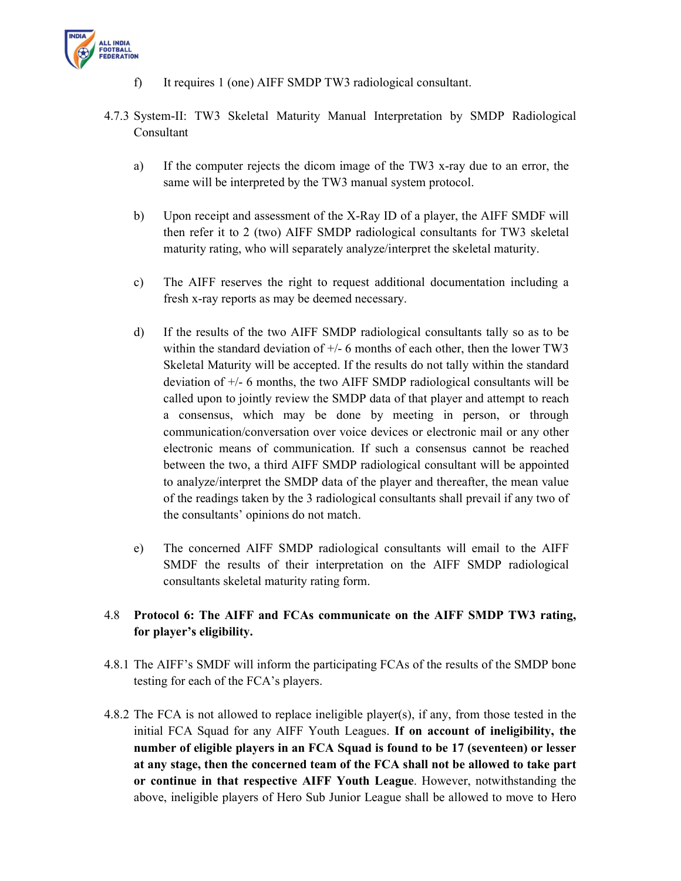f) It requires 1 (one) AIFF SMDP TW3 radiological consultant.

4.7.3 System-II: TW3 Skeletal Maturity Manual Interpretation by SMDP Radiological Consultant

a) If the computer rejects the dicom image of the TW3 x-ray due to an error, the same will be interpreted by the TW3 manual system protocol.

b) Upon receipt and assessment of the X-Ray ID of a player, the AIFF SMDF will then refer it to 2 (two) AIFF SMDP radiological consultants for TW3 skeletal maturity rating, who will separately analyze/interpret the skeletal maturity.

c) The AIFF reserves the right to request additional documentation including a fresh x-ray reports as may be deemed necessary.

d) If the results of the two AIFF SMDP radiological consultants tally so as to be within the standard deviation of +/- 6 months of each other, then the lower TW3 Skeletal Maturity will be accepted. If the results do not tally within the standard deviation of +/- 6 months, the two AIFF SMDP radiological consultants will be called upon to jointly review the SMDP data of that player and attempt to reach a consensus, which may be done by meeting in person, or through communication/conversation over voice devices or electronic mail or any other electronic means of communication. If such a consensus cannot be reached between the two, a third AIFF SMDP radiological consultant will be appointed to analyze/interpret the SMDP data of the player and thereafter, the mean value of the readings taken by the 3 radiological consultants shall prevail if any two of the consultants' opinions do not match.

e) The concerned AIFF SMDP radiological consultants will email to the AIFF SMDF the results of their interpretation on the AIFF SMDP radiological consultants skeletal maturity rating form.

4.8 **Protocol 6: The AIFF and FCAs communicate on the AIFF SMDP TW3 rating, for player's eligibility.**

4.8.1 The AIFF's SMDF will inform the participating FCAs of the results of the SMDP bone testing for each of the FCA's players.

4.8.2 The FCA is not allowed to replace ineligible player(s), if any, from those tested in the initial FCA Squad for any AIFF Youth Leagues. **If on account of ineligibility, the number of eligible players in an FCA Squad is found to be 17 (seventeen) or lesser at any stage, then the concerned team of the FCA shall not be allowed to take part or continue in that respective AIFF Youth League**. However, notwithstanding the above, ineligible players of Hero Sub Junior League shall be allowed to move to Hero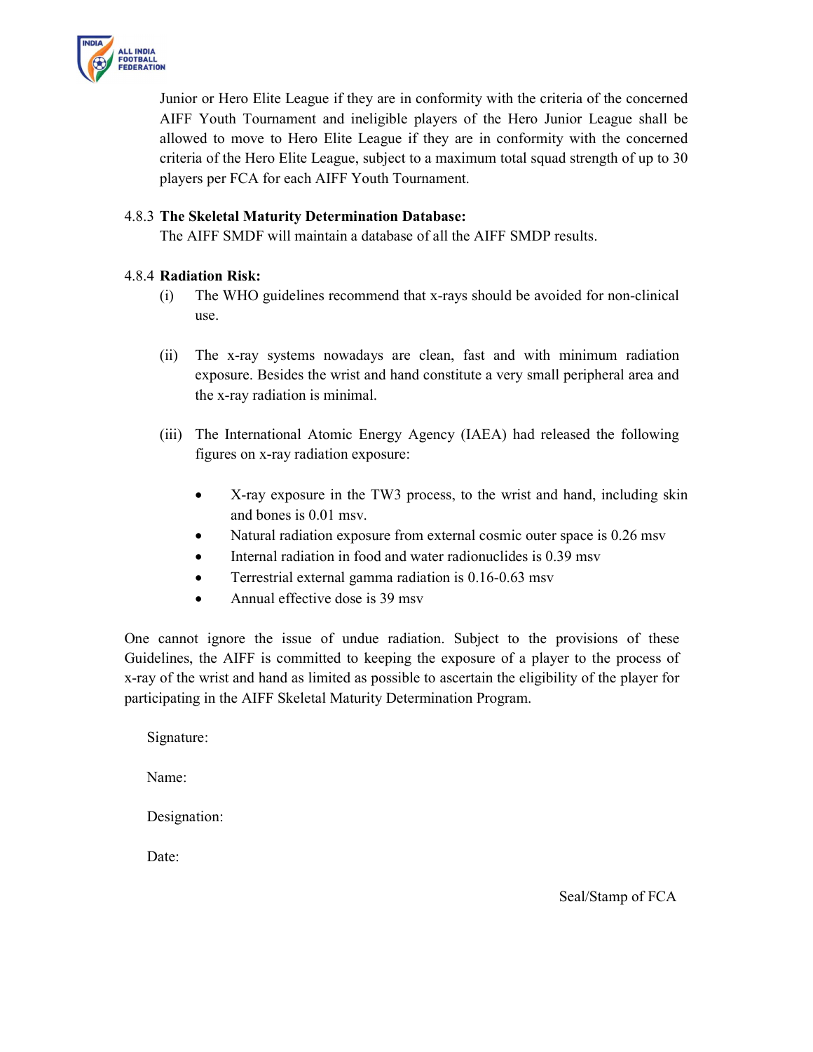Junior or Hero Elite League if they are in conformity with the criteria of the concerned AIFF Youth Tournament and ineligible players of the Hero Junior League shall be allowed to move to Hero Elite League if they are in conformity with the concerned criteria of the Hero Elite League, subject to a maximum total squad strength of up to 30 players per FCA for each AIFF Youth Tournament.

4.8.3 **The Skeletal Maturity Determination Database:**

The AIFF SMDF will maintain a database of all the AIFF SMDP results.

4.8.4 **Radiation Risk:**

(i) The WHO guidelines recommend that x-rays should be avoided for non-clinical use.

(ii) The x-ray systems nowadays are clean, fast and with minimum radiation exposure. Besides the wrist and hand constitute a very small peripheral area and the x-ray radiation is minimal.

(iii) The International Atomic Energy Agency (IAEA) had released the following figures on x-ray radiation exposure:

- X-ray exposure in the TW3 process, to the wrist and hand, including skin and bones is 0.01 msv.
- Natural radiation exposure from external cosmic outer space is 0.26 msv
- Internal radiation in food and water radionuclides is 0.39 msv
- Terrestrial external gamma radiation is 0.16-0.63 msv
- Annual effective dose is 39 msv

One cannot ignore the issue of undue radiation. Subject to the provisions of these Guidelines, the AIFF is committed to keeping the exposure of a player to the process of x-ray of the wrist and hand as limited as possible to ascertain the eligibility of the player for participating in the AIFF Skeletal Maturity Determination Program.

Signature:

Name:

Designation:

Date:

Seal/Stamp of FCA